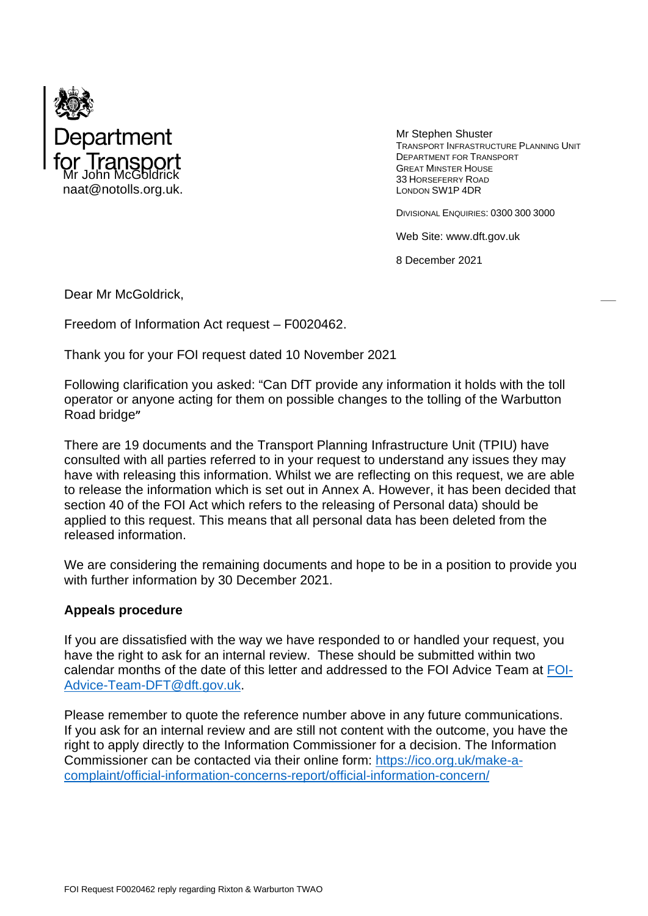Department for Transport

Mr John McGoldrick
naat@notolls.org.uk.

Mr Stephen Shuster
TRANSPORT INFRASTRUCTURE PLANNING UNIT
DEPARTMENT FOR TRANSPORT
GREAT MINSTER HOUSE
33 HORSEFERRY ROAD
LONDON SW1P 4DR

DIVISIONAL ENQUIRIES: 0300 300 3000

Web Site: www.dft.gov.uk

8 December 2021

Dear Mr McGoldrick,

Freedom of Information Act request – F0020462.

Thank you for your FOI request dated 10 November 2021

Following clarification you asked: "Can DfT provide any information it holds with the toll operator or anyone acting for them on possible changes to the tolling of the Warbutton Road bridge"

There are 19 documents and the Transport Planning Infrastructure Unit (TPIU) have consulted with all parties referred to in your request to understand any issues they may have with releasing this information. Whilst we are reflecting on this request, we are able to release the information which is set out in Annex A. However, it has been decided that section 40 of the FOI Act which refers to the releasing of Personal data) should be applied to this request. This means that all personal data has been deleted from the released information.

We are considering the remaining documents and hope to be in a position to provide you with further information by 30 December 2021.

**Appeals procedure**

If you are dissatisfied with the way we have responded to or handled your request, you have the right to ask for an internal review. These should be submitted within two calendar months of the date of this letter and addressed to the FOI Advice Team at [FOI-Advice-Team-DFT@dft.gov.uk](mailto:FOI-Advice-Team-DFT@dft.gov.uk).

Please remember to quote the reference number above in any future communications. If you ask for an internal review and are still not content with the outcome, you have the right to apply directly to the Information Commissioner for a decision. The Information Commissioner can be contacted via their online form: [https://ico.org.uk/make-a-complaint/official-information-concerns-report/official-information-concern/](https://ico.org.uk/make-a-complaint/official-information-concerns-report/official-information-concern/)

FOI Request F0020462 reply regarding Rixton & Warburton TWAO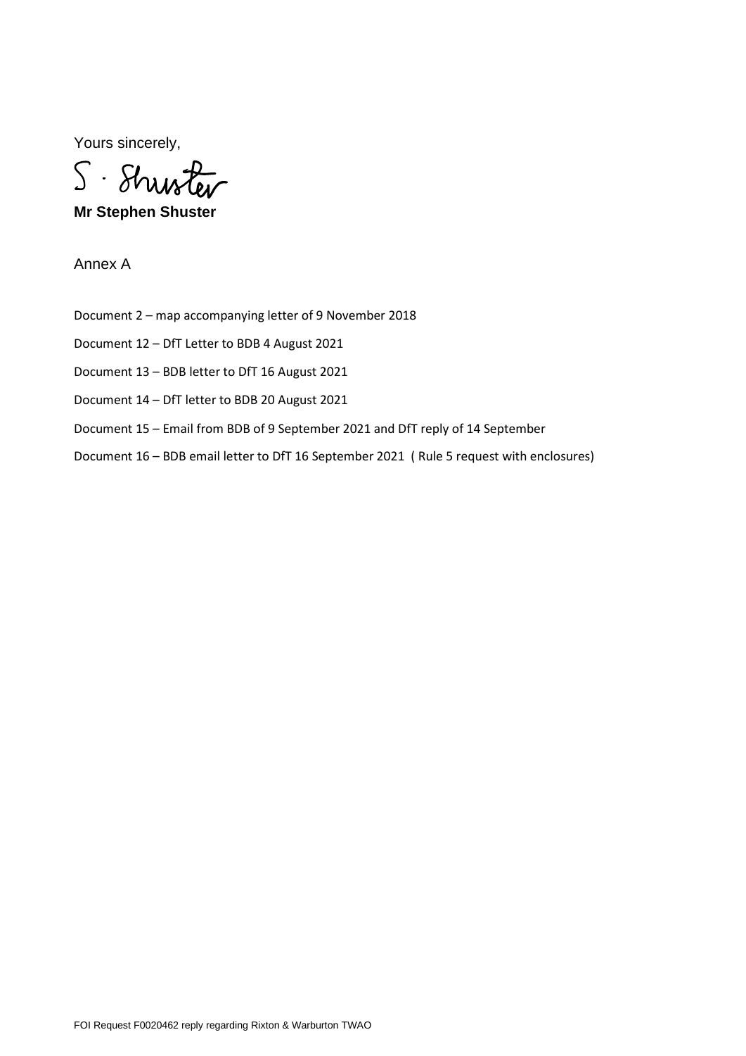Yours sincerely,

S. Shuster

**Mr Stephen Shuster**

Annex A

Document 2 – map accompanying letter of 9 November 2018

Document 12 – DfT Letter to BDB 4 August 2021

Document 13 – BDB letter to DfT 16 August 2021

Document 14 – DfT letter to BDB 20 August 2021

Document 15 – Email from BDB of 9 September 2021 and DfT reply of 14 September

Document 16 – BDB email letter to DfT 16 September 2021 ( Rule 5 request with enclosures)